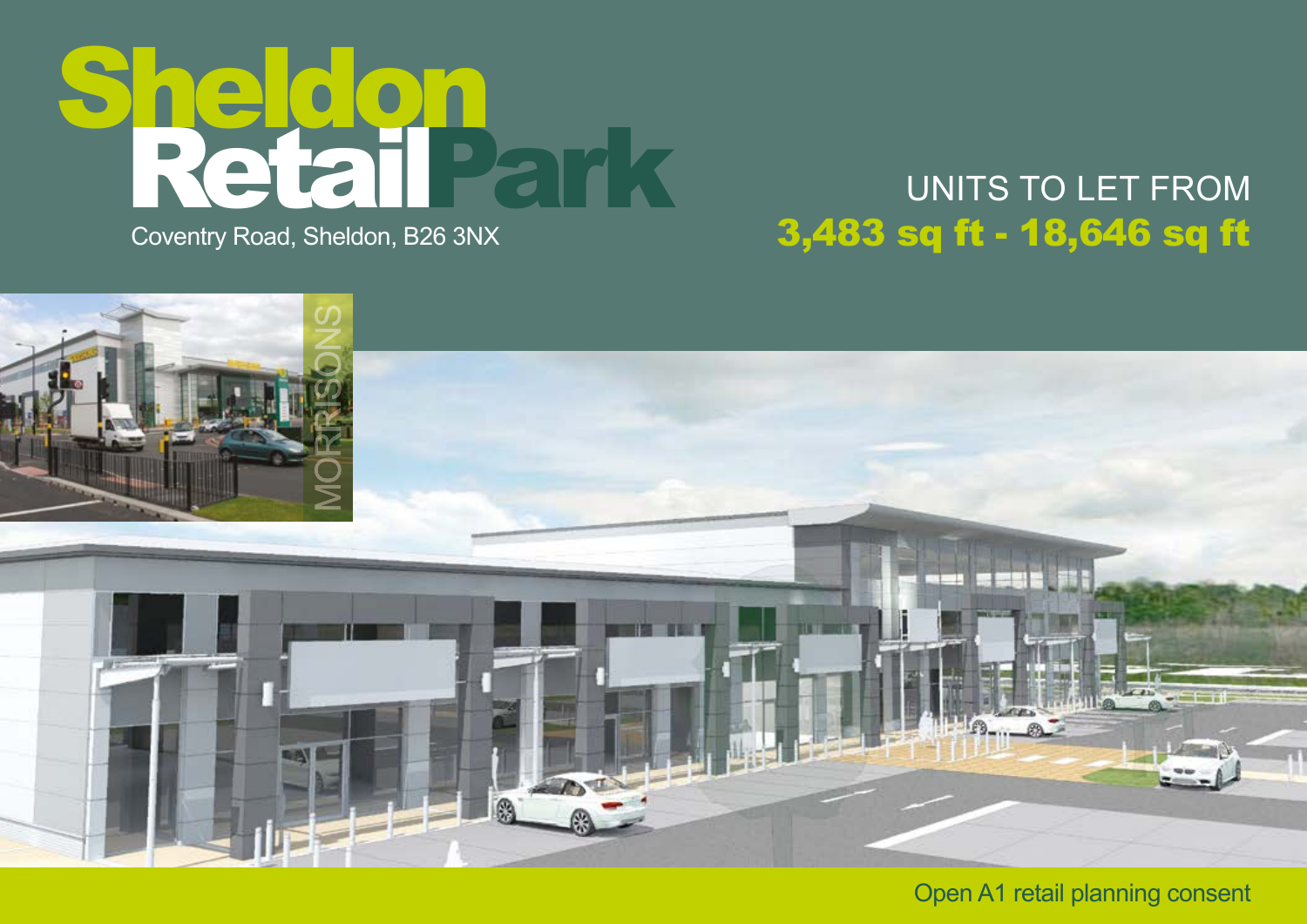# Sheldon Retail Park

Coventry Road, Sheldon, B26 3NX

UNITS TO LET FROM

**3,483 sq ft - 18,646 sq ft**

MORRISONS

Open A1 retail planning consent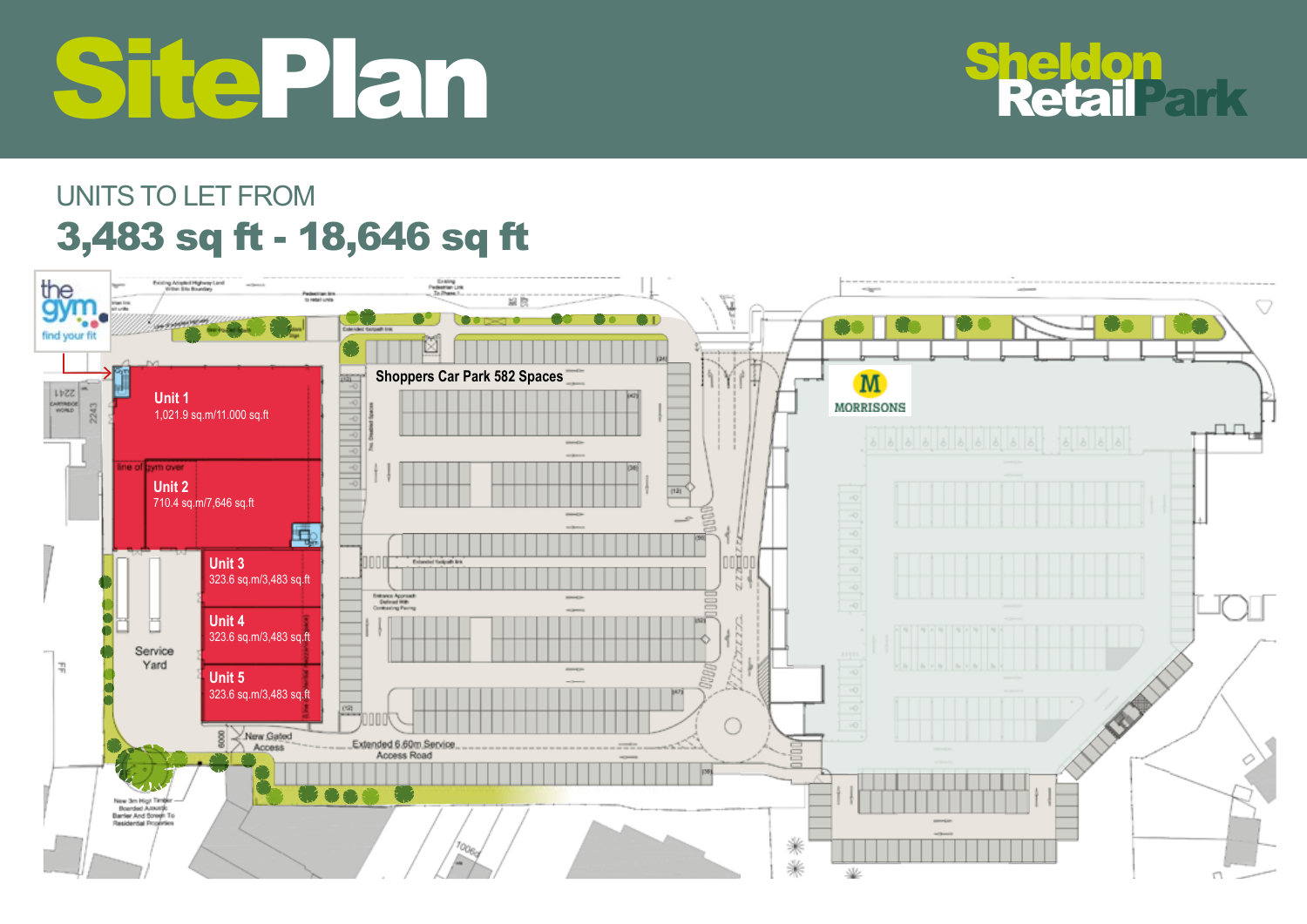# SitePlan

**Sheldon Retail Park**

## UNITS TO LET FROM

## 3,483 sq ft - 18,646 sq ft

the gym find your fit

Shoppers Car Park 582 Spaces

MORRISONS

**Unit 1**
1,021.9 sq.m/11.000 sq.ft

line of gym over

**Unit 2**
710.4 sq.m/7,646 sq.ft

**Unit 3**
323.6 sq.m/3,483 sq.ft

**Unit 4**
323.6 sq.m/3,483 sq.ft

**Unit 5**
323.6 sq.m/3,483 sq.ft

Service Yard

New Gated Access

Extended 6.60m Service Access Road

New 3m High Timber Boarded Acoustic Barrier And Screen To Residential Properties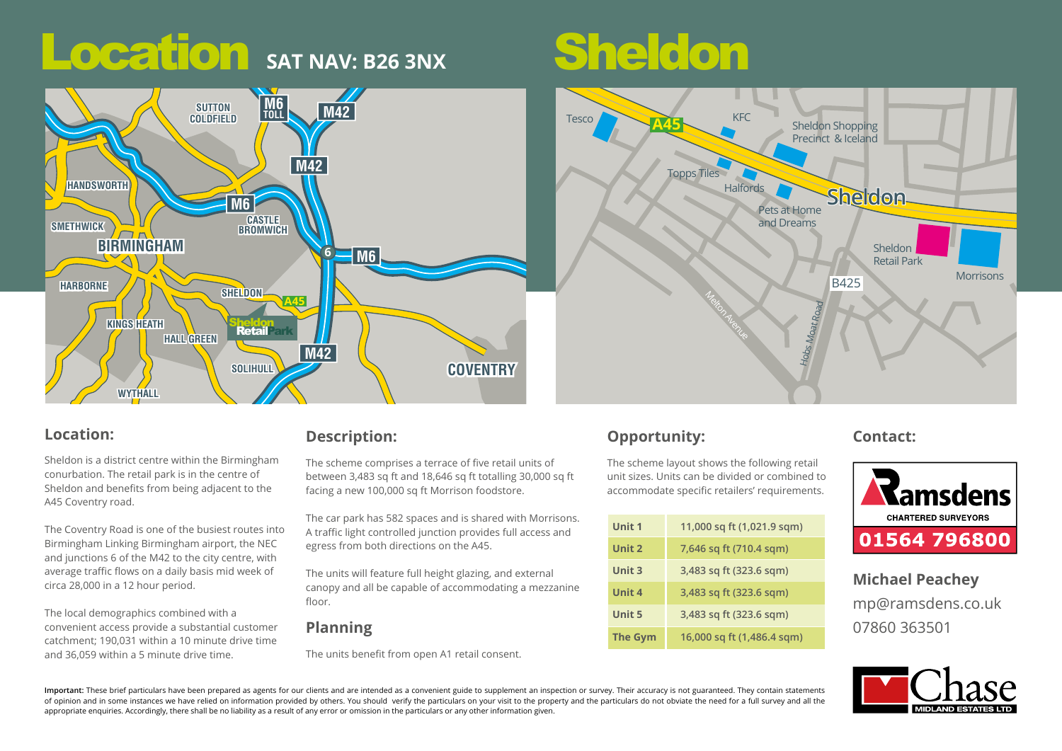# Location SAT NAV: B26 3NX

# Sheldon

## Location:

Sheldon is a district centre within the Birmingham conurbation. The retail park is in the centre of Sheldon and benefits from being adjacent to the A45 Coventry road.

The Coventry Road is one of the busiest routes into Birmingham Linking Birmingham airport, the NEC and junctions 6 of the M42 to the city centre, with average traffic flows on a daily basis mid week of circa 28,000 in a 12 hour period.

The local demographics combined with a convenient access provide a substantial customer catchment; 190,031 within a 10 minute drive time and 36,059 within a 5 minute drive time.

## Description:

The scheme comprises a terrace of five retail units of between 3,483 sq ft and 18,646 sq ft totalling 30,000 sq ft facing a new 100,000 sq ft Morrison foodstore.

The car park has 582 spaces and is shared with Morrisons. A traffic light controlled junction provides full access and egress from both directions on the A45.

The units will feature full height glazing, and external canopy and all be capable of accommodating a mezzanine floor.

## Planning

The units benefit from open A1 retail consent.

## Opportunity:

The scheme layout shows the following retail unit sizes. Units can be divided or combined to accommodate specific retailers' requirements.

| | |
|---|---|
| Unit 1 | 11,000 sq ft (1,021.9 sqm) |
| Unit 2 | 7,646 sq ft (710.4 sqm) |
| Unit 3 | 3,483 sq ft (323.6 sqm) |
| Unit 4 | 3,483 sq ft (323.6 sqm) |
| Unit 5 | 3,483 sq ft (323.6 sqm) |
| The Gym | 16,000 sq ft (1,486.4 sqm) |

## Contact:

Ramsdens CHARTERED SURVEYORS
01564 796800

**Michael Peachey**
mp@ramsdens.co.uk
07860 363501

Chase MIDLAND ESTATES LTD

**Important:** These brief particulars have been prepared as agents for our clients and are intended as a convenient guide to supplement an inspection or survey. Their accuracy is not guaranteed. They contain statements of opinion and in some instances we have relied on information provided by others. You should verify the particulars on your visit to the property and the particulars do not obviate the need for a full survey and all the appropriate enquiries. Accordingly, there shall be no liability as a result of any error or omission in the particulars or any other information given.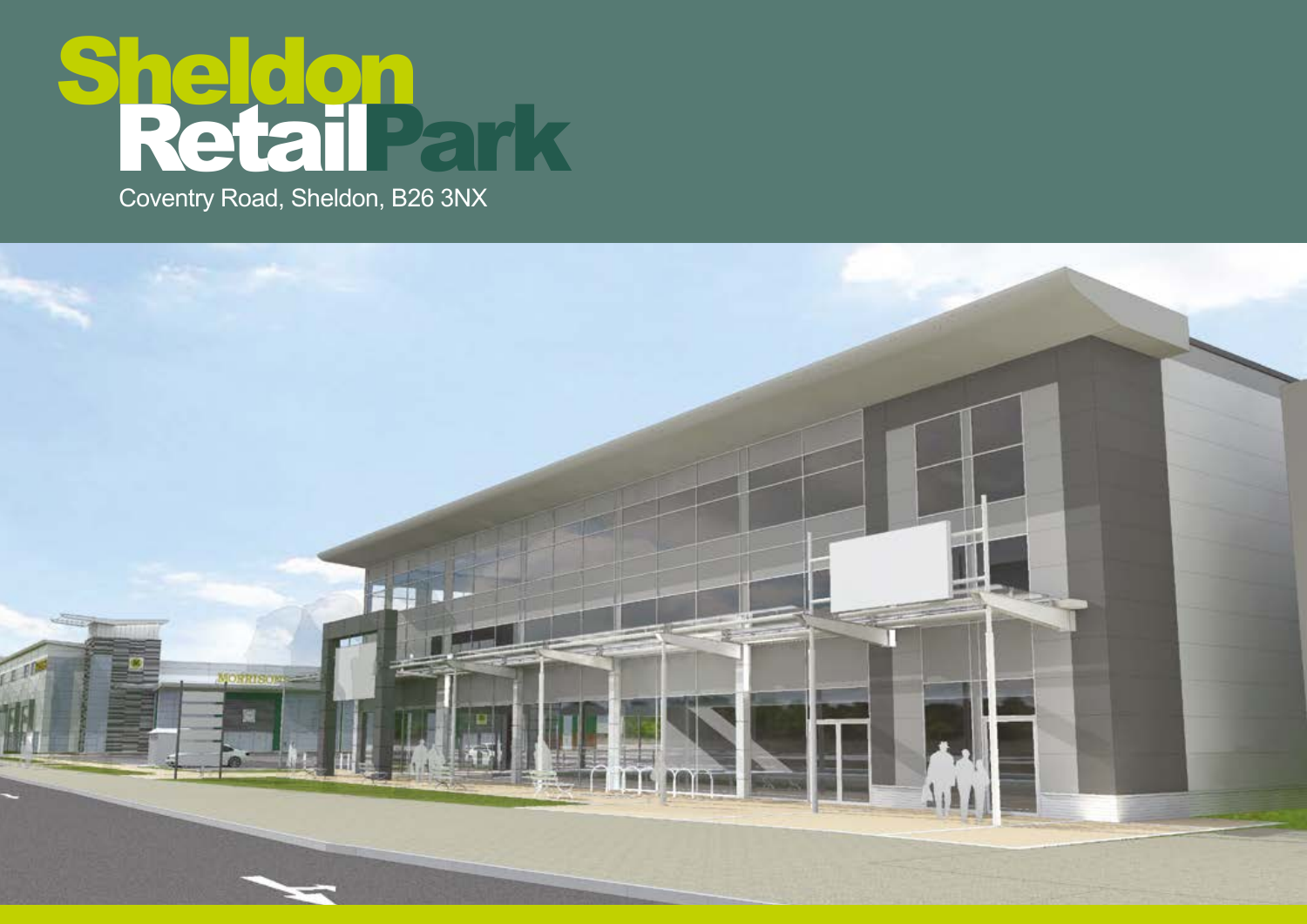# Sheldon Retail Park

Coventry Road, Sheldon, B26 3NX